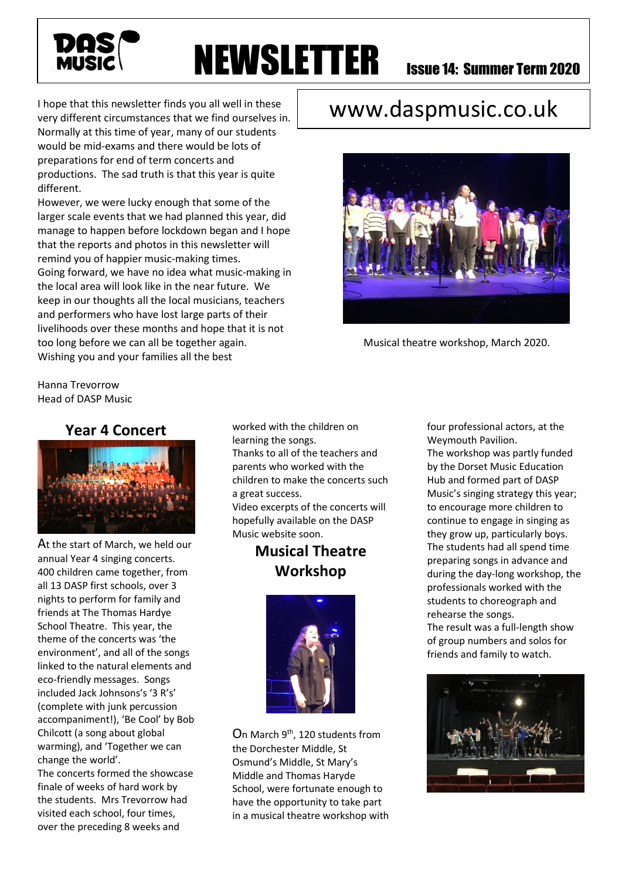# DASP MUSIC NEWSLETTER

Issue 14: Summer Term 2020

www.daspmusic.co.uk

I hope that this newsletter finds you all well in these very different circumstances that we find ourselves in. Normally at this time of year, many of our students would be mid-exams and there would be lots of preparations for end of term concerts and productions. The sad truth is that this year is quite different.

However, we were lucky enough that some of the larger scale events that we had planned this year, did manage to happen before lockdown began and I hope that the reports and photos in this newsletter will remind you of happier music-making times.

Going forward, we have no idea what music-making in the local area will look like in the near future. We keep in our thoughts all the local musicians, teachers and performers who have lost large parts of their livelihoods over these months and hope that it is not too long before we can all be together again.

Wishing you and your families all the best

Hanna Trevorrow
Head of DASP Music

Musical theatre workshop, March 2020.

## Year 4 Concert

At the start of March, we held our annual Year 4 singing concerts. 400 children came together, from all 13 DASP first schools, over 3 nights to perform for family and friends at The Thomas Hardye School Theatre. This year, the theme of the concerts was 'the environment', and all of the songs linked to the natural elements and eco-friendly messages. Songs included Jack Johnsons's '3 R's' (complete with junk percussion accompaniment!), 'Be Cool' by Bob Chilcott (a song about global warming), and 'Together we can change the world'.

The concerts formed the showcase finale of weeks of hard work by the students. Mrs Trevorrow had visited each school, four times, over the preceding 8 weeks and worked with the children on learning the songs.

Thanks to all of the teachers and parents who worked with the children to make the concerts such a great success.

Video excerpts of the concerts will hopefully available on the DASP Music website soon.

## Musical Theatre Workshop

On March 9th, 120 students from the Dorchester Middle, St Osmund's Middle, St Mary's Middle and Thomas Haryde School, were fortunate enough to have the opportunity to take part in a musical theatre workshop with four professional actors, at the Weymouth Pavilion.

The workshop was partly funded by the Dorset Music Education Hub and formed part of DASP Music's singing strategy this year; to encourage more children to continue to engage in singing as they grow up, particularly boys.

The students had all spend time preparing songs in advance and during the day-long workshop, the professionals worked with the students to choreograph and rehearse the songs.

The result was a full-length show of group numbers and solos for friends and family to watch.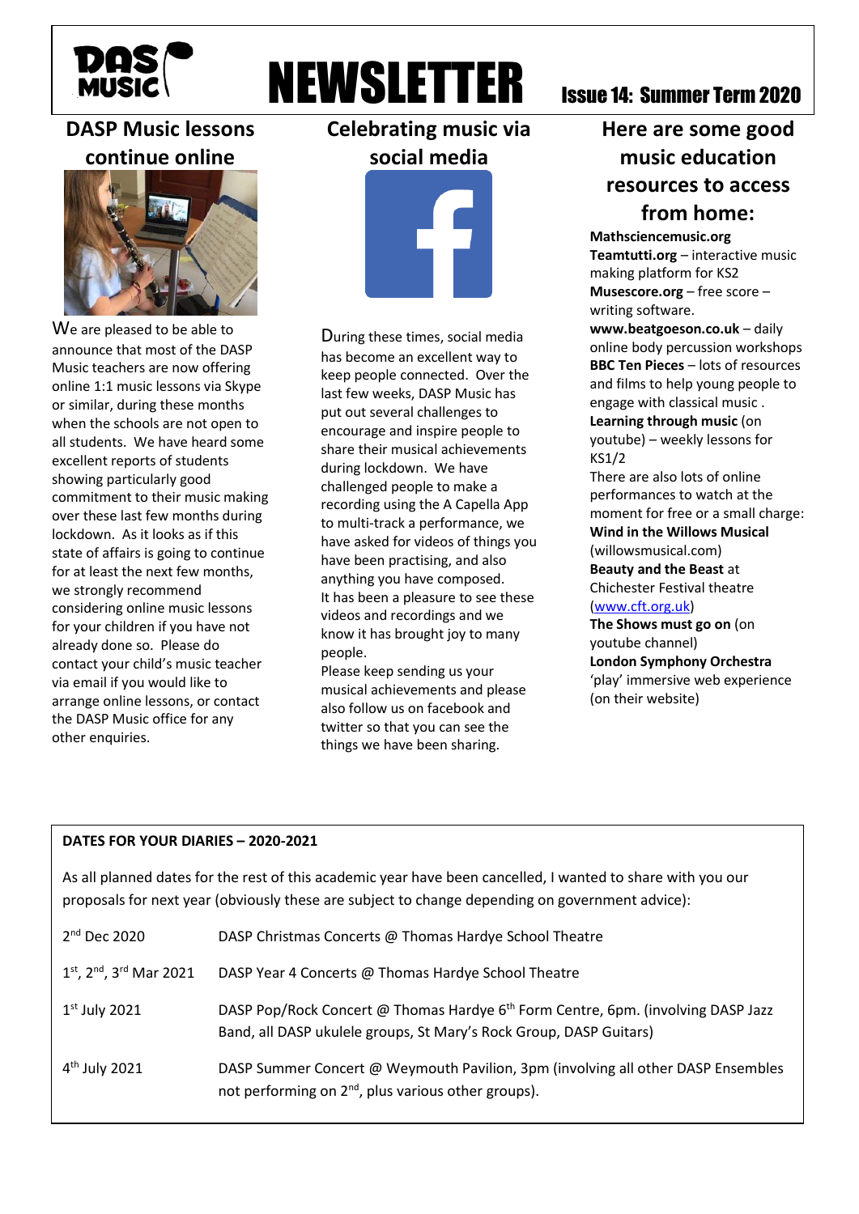# NEWSLETTER

Issue 14: Summer Term 2020

## DASP Music lessons continue online

We are pleased to be able to announce that most of the DASP Music teachers are now offering online 1:1 music lessons via Skype or similar, during these months when the schools are not open to all students. We have heard some excellent reports of students showing particularly good commitment to their music making over these last few months during lockdown. As it looks as if this state of affairs is going to continue for at least the next few months, we strongly recommend considering online music lessons for your children if you have not already done so. Please do contact your child's music teacher via email if you would like to arrange online lessons, or contact the DASP Music office for any other enquiries.

## Celebrating music via social media

During these times, social media has become an excellent way to keep people connected. Over the last few weeks, DASP Music has put out several challenges to encourage and inspire people to share their musical achievements during lockdown. We have challenged people to make a recording using the A Capella App to multi-track a performance, we have asked for videos of things you have been practising, and also anything you have composed.

It has been a pleasure to see these videos and recordings and we know it has brought joy to many people.

Please keep sending us your musical achievements and please also follow us on facebook and twitter so that you can see the things we have been sharing.

## Here are some good music education resources to access from home:

**Mathsciencemusic.org**
**Teamtutti.org** – interactive music making platform for KS2
**Musescore.org** – free score – writing software.
**www.beatgoeson.co.uk** – daily online body percussion workshops
**BBC Ten Pieces** – lots of resources and films to help young people to engage with classical music .
**Learning through music** (on youtube) – weekly lessons for KS1/2

There are also lots of online performances to watch at the moment for free or a small charge:

**Wind in the Willows Musical** (willowsmusical.com)
**Beauty and the Beast** at Chichester Festival theatre (www.cft.org.uk)
**The Shows must go on** (on youtube channel)
**London Symphony Orchestra** 'play' immersive web experience (on their website)

**DATES FOR YOUR DIARIES – 2020-2021**

As all planned dates for the rest of this academic year have been cancelled, I wanted to share with you our proposals for next year (obviously these are subject to change depending on government advice):

| | |
|---|---|
| 2nd Dec 2020 | DASP Christmas Concerts @ Thomas Hardye School Theatre |
| 1st, 2nd, 3rd Mar 2021 | DASP Year 4 Concerts @ Thomas Hardye School Theatre |
| 1st July 2021 | DASP Pop/Rock Concert @ Thomas Hardye 6th Form Centre, 6pm. (involving DASP Jazz Band, all DASP ukulele groups, St Mary's Rock Group, DASP Guitars) |
| 4th July 2021 | DASP Summer Concert @ Weymouth Pavilion, 3pm (involving all other DASP Ensembles not performing on 2nd, plus various other groups). |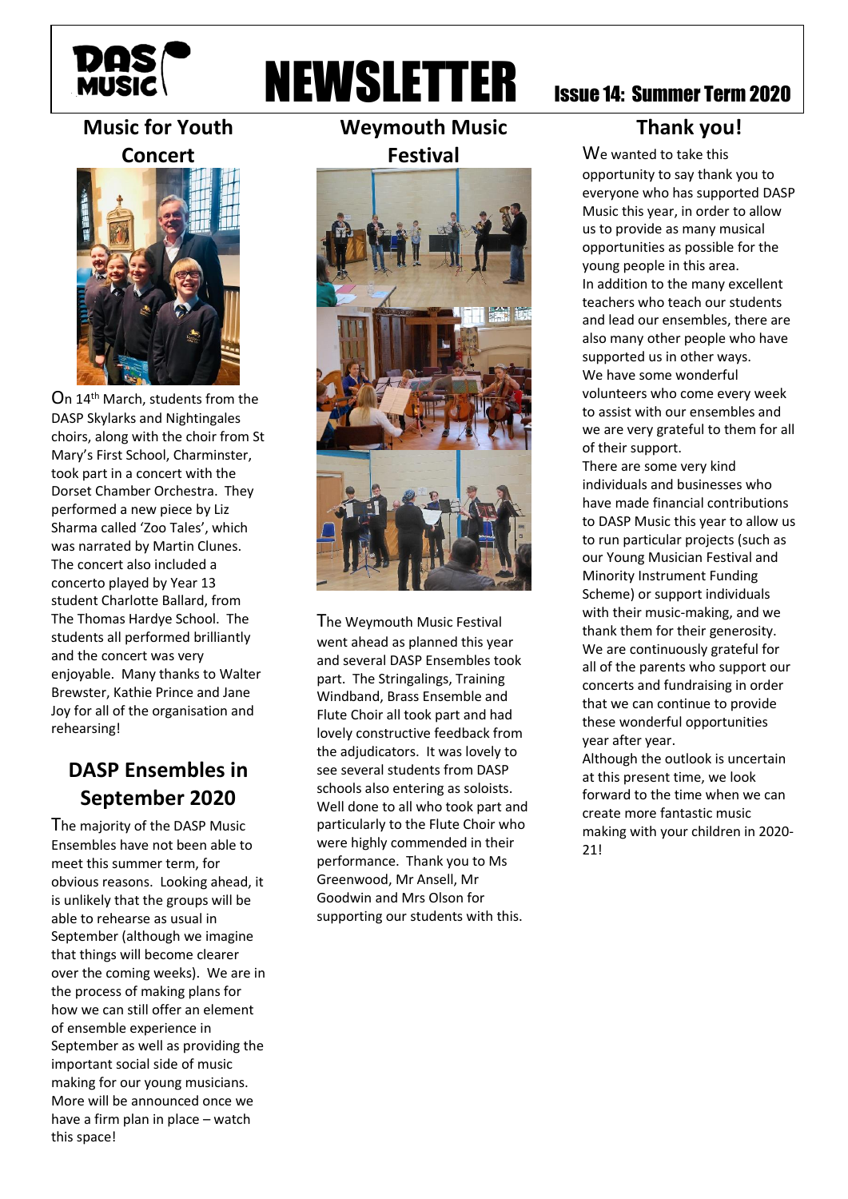# NEWSLETTER

Issue 14: Summer Term 2020

## Music for Youth Concert

On 14th March, students from the DASP Skylarks and Nightingales choirs, along with the choir from St Mary's First School, Charminster, took part in a concert with the Dorset Chamber Orchestra. They performed a new piece by Liz Sharma called 'Zoo Tales', which was narrated by Martin Clunes. The concert also included a concerto played by Year 13 student Charlotte Ballard, from The Thomas Hardye School. The students all performed brilliantly and the concert was very enjoyable. Many thanks to Walter Brewster, Kathie Prince and Jane Joy for all of the organisation and rehearsing!

## DASP Ensembles in September 2020

The majority of the DASP Music Ensembles have not been able to meet this summer term, for obvious reasons. Looking ahead, it is unlikely that the groups will be able to rehearse as usual in September (although we imagine that things will become clearer over the coming weeks). We are in the process of making plans for how we can still offer an element of ensemble experience in September as well as providing the important social side of music making for our young musicians. More will be announced once we have a firm plan in place – watch this space!

## Weymouth Music Festival

The Weymouth Music Festival went ahead as planned this year and several DASP Ensembles took part. The Stringalings, Training Windband, Brass Ensemble and Flute Choir all took part and had lovely constructive feedback from the adjudicators. It was lovely to see several students from DASP schools also entering as soloists. Well done to all who took part and particularly to the Flute Choir who were highly commended in their performance. Thank you to Ms Greenwood, Mr Ansell, Mr Goodwin and Mrs Olson for supporting our students with this.

## Thank you!

We wanted to take this opportunity to say thank you to everyone who has supported DASP Music this year, in order to allow us to provide as many musical opportunities as possible for the young people in this area.

In addition to the many excellent teachers who teach our students and lead our ensembles, there are also many other people who have supported us in other ways.

We have some wonderful volunteers who come every week to assist with our ensembles and we are very grateful to them for all of their support.

There are some very kind individuals and businesses who have made financial contributions to DASP Music this year to allow us to run particular projects (such as our Young Musician Festival and Minority Instrument Funding Scheme) or support individuals with their music-making, and we thank them for their generosity.

We are continuously grateful for all of the parents who support our concerts and fundraising in order that we can continue to provide these wonderful opportunities year after year.

Although the outlook is uncertain at this present time, we look forward to the time when we can create more fantastic music making with your children in 2020-21!